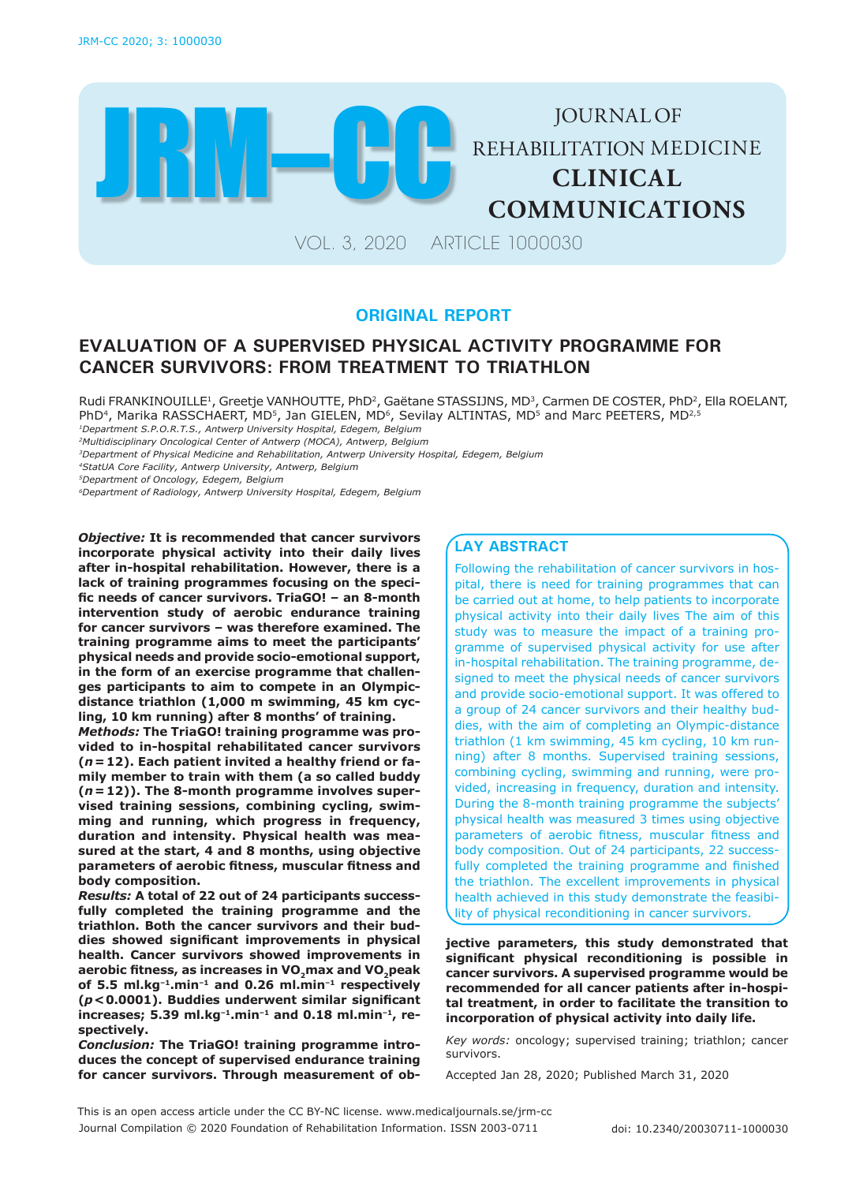# ORIGINAL REPORT

## EVALUATION OF A SUPERVISED PHYSICAL ACTIVITY PROGRAMME FOR CANCER SURVIVORS: FROM TREATMENT TO TRIATHLON

Rudi FRANKINOUILLE[1], Greetje VANHOUTTE, PhD[2], Gaëtane STASSIJNS, MD[3], Carmen DE COSTER, PhD[2], Ella ROELANT, PhD[4], Marika RASSCHAERT, MD[5], Jan GIELEN, MD[6], Sevilay ALTINTAS, MD[5] and Marc PEETERS, MD[2,5]

*[1]Department S.P.O.R.T.S., Antwerp University Hospital, Edegem, Belgium*
*[2]Multidisciplinary Oncological Center of Antwerp (MOCA), Antwerp, Belgium*
*[3]Department of Physical Medicine and Rehabilitation, Antwerp University Hospital, Edegem, Belgium*
*[4]StatUA Core Facility, Antwerp University, Antwerp, Belgium*
*[5]Department of Oncology, Edegem, Belgium*
*[6]Department of Radiology, Antwerp University Hospital, Edegem, Belgium*

***Objective:*** **It is recommended that cancer survivors incorporate physical activity into their daily lives after in-hospital rehabilitation. However, there is a lack of training programmes focusing on the specific needs of cancer survivors. TriaGO! – an 8-month intervention study of aerobic endurance training for cancer survivors – was therefore examined. The training programme aims to meet the participants' physical needs and provide socio-emotional support, in the form of an exercise programme that challenges participants to aim to compete in an Olympic-distance triathlon (1,000 m swimming, 45 km cycling, 10 km running) after 8 months' of training.**

***Methods:*** **The TriaGO! training programme was provided to in-hospital rehabilitated cancer survivors (*n* = 12). Each patient invited a healthy friend or family member to train with them (a so called buddy (*n* = 12)). The 8-month programme involves supervised training sessions, combining cycling, swimming and running, which progress in frequency, duration and intensity. Physical health was measured at the start, 4 and 8 months, using objective parameters of aerobic fitness, muscular fitness and body composition.**

***Results:*** **A total of 22 out of 24 participants successfully completed the training programme and the triathlon. Both the cancer survivors and their buddies showed significant improvements in physical health. Cancer survivors showed improvements in aerobic fitness, as increases in $VO_2$max and $VO_2$peak of 5.5 ml.kg$^{-1}$.min$^{-1}$ and 0.26 ml.min$^{-1}$ respectively ($p < 0.0001$). Buddies underwent similar significant increases; 5.39 ml.kg$^{-1}$.min$^{-1}$ and 0.18 ml.min$^{-1}$, respectively.**

***Conclusion:*** **The TriaGO! training programme introduces the concept of supervised endurance training for cancer survivors. Through measurement of objective parameters, this study demonstrated that significant physical reconditioning is possible in cancer survivors. A supervised programme would be recommended for all cancer patients after in-hospital treatment, in order to facilitate the transition to incorporation of physical activity into daily life.**

*Key words:* oncology; supervised training; triathlon; cancer survivors.

Accepted Jan 28, 2020; Published March 31, 2020

### LAY ABSTRACT

Following the rehabilitation of cancer survivors in hospital, there is need for training programmes that can be carried out at home, to help patients to incorporate physical activity into their daily lives The aim of this study was to measure the impact of a training programme of supervised physical activity for use after in-hospital rehabilitation. The training programme, designed to meet the physical needs of cancer survivors and provide socio-emotional support. It was offered to a group of 24 cancer survivors and their healthy buddies, with the aim of completing an Olympic-distance triathlon (1 km swimming, 45 km cycling, 10 km running) after 8 months. Supervised training sessions, combining cycling, swimming and running, were provided, increasing in frequency, duration and intensity. During the 8-month training programme the subjects' physical health was measured 3 times using objective parameters of aerobic fitness, muscular fitness and body composition. Out of 24 participants, 22 successfully completed the training programme and finished the triathlon. The excellent improvements in physical health achieved in this study demonstrate the feasibility of physical reconditioning in cancer survivors.

This is an open access article under the CC BY-NC license. www.medicaljournals.se/jrm-cc
Journal Compilation © 2020 Foundation of Rehabilitation Information. ISSN 2003-0711

doi: 10.2340/20030711-1000030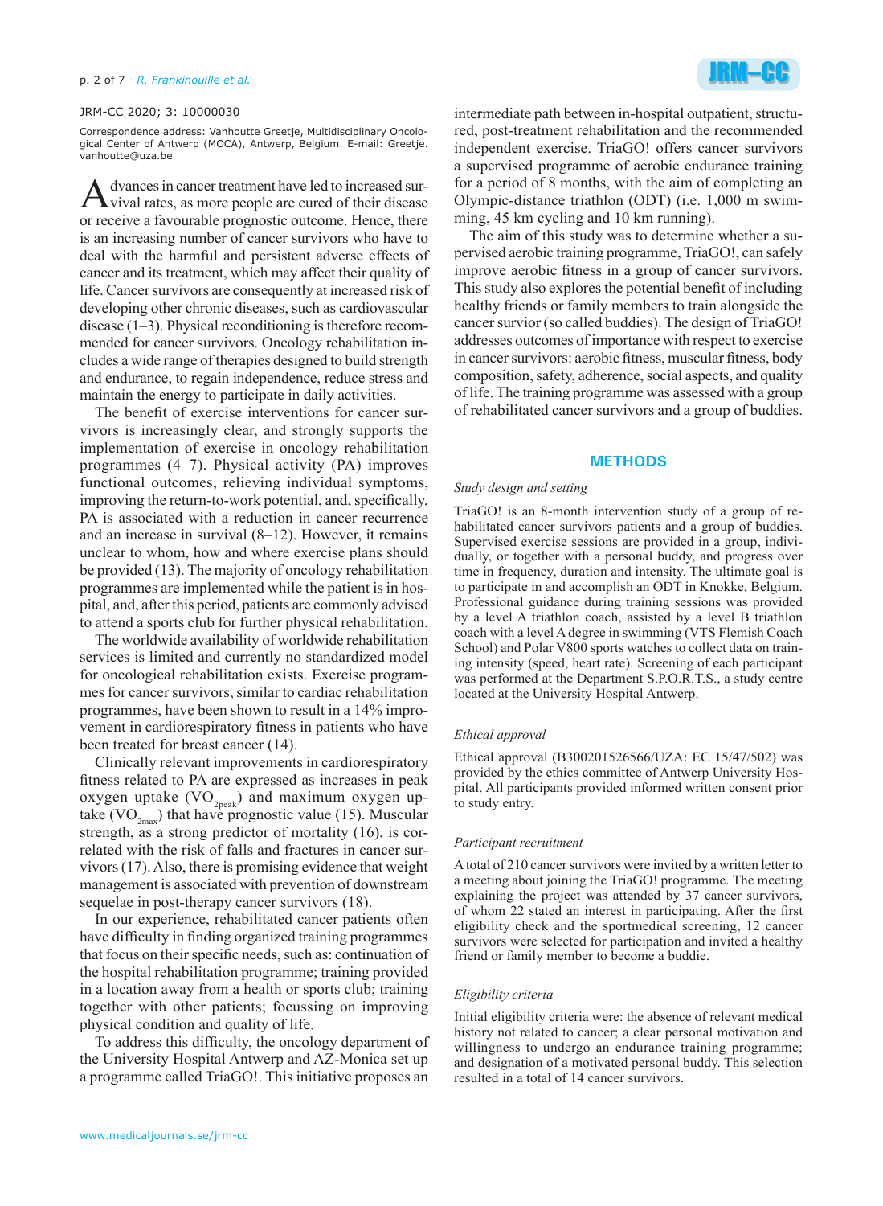JRM-CC 2020; 3: 10000030

Correspondence address: Vanhoutte Greetje, Multidisciplinary Oncological Center of Antwerp (MOCA), Antwerp, Belgium. E-mail: Greetje.vanhoutte@uza.be

Advances in cancer treatment have led to increased survival rates, as more people are cured of their disease or receive a favourable prognostic outcome. Hence, there is an increasing number of cancer survivors who have to deal with the harmful and persistent adverse effects of cancer and its treatment, which may affect their quality of life. Cancer survivors are consequently at increased risk of developing other chronic diseases, such as cardiovascular disease (1–3). Physical reconditioning is therefore recommended for cancer survivors. Oncology rehabilitation includes a wide range of therapies designed to build strength and endurance, to regain independence, reduce stress and maintain the energy to participate in daily activities.

The benefit of exercise interventions for cancer survivors is increasingly clear, and strongly supports the implementation of exercise in oncology rehabilitation programmes (4–7). Physical activity (PA) improves functional outcomes, relieving individual symptoms, improving the return-to-work potential, and, specifically, PA is associated with a reduction in cancer recurrence and an increase in survival (8–12). However, it remains unclear to whom, how and where exercise plans should be provided (13). The majority of oncology rehabilitation programmes are implemented while the patient is in hospital, and, after this period, patients are commonly advised to attend a sports club for further physical rehabilitation.

The worldwide availability of worldwide rehabilitation services is limited and currently no standardized model for oncological rehabilitation exists. Exercise programmes for cancer survivors, similar to cardiac rehabilitation programmes, have been shown to result in a 14% improvement in cardiorespiratory fitness in patients who have been treated for breast cancer (14).

Clinically relevant improvements in cardiorespiratory fitness related to PA are expressed as increases in peak oxygen uptake ($VO_{2peak}$) and maximum oxygen uptake ($VO_{2max}$) that have prognostic value (15). Muscular strength, as a strong predictor of mortality (16), is correlated with the risk of falls and fractures in cancer survivors (17). Also, there is promising evidence that weight management is associated with prevention of downstream sequelae in post-therapy cancer survivors (18).

In our experience, rehabilitated cancer patients often have difficulty in finding organized training programmes that focus on their specific needs, such as: continuation of the hospital rehabilitation programme; training provided in a location away from a health or sports club; training together with other patients; focussing on improving physical condition and quality of life.

To address this difficulty, the oncology department of the University Hospital Antwerp and AZ-Monica set up a programme called TriaGO!. This initiative proposes an intermediate path between in-hospital outpatient, structured, post-treatment rehabilitation and the recommended independent exercise. TriaGO! offers cancer survivors a supervised programme of aerobic endurance training for a period of 8 months, with the aim of completing an Olympic-distance triathlon (ODT) (i.e. 1,000 m swimming, 45 km cycling and 10 km running).

The aim of this study was to determine whether a supervised aerobic training programme, TriaGO!, can safely improve aerobic fitness in a group of cancer survivors. This study also explores the potential benefit of including healthy friends or family members to train alongside the cancer survior (so called buddies). The design of TriaGO! addresses outcomes of importance with respect to exercise in cancer survivors: aerobic fitness, muscular fitness, body composition, safety, adherence, social aspects, and quality of life. The training programme was assessed with a group of rehabilitated cancer survivors and a group of buddies.

## METHODS

### *Study design and setting*

TriaGO! is an 8-month intervention study of a group of rehabilitated cancer survivors patients and a group of buddies. Supervised exercise sessions are provided in a group, individually, or together with a personal buddy, and progress over time in frequency, duration and intensity. The ultimate goal is to participate in and accomplish an ODT in Knokke, Belgium. Professional guidance during training sessions was provided by a level A triathlon coach, assisted by a level B triathlon coach with a level A degree in swimming (VTS Flemish Coach School) and Polar V800 sports watches to collect data on training intensity (speed, heart rate). Screening of each participant was performed at the Department S.P.O.R.T.S., a study centre located at the University Hospital Antwerp.

### *Ethical approval*

Ethical approval (B300201526566/UZA: EC 15/47/502) was provided by the ethics committee of Antwerp University Hospital. All participants provided informed written consent prior to study entry.

### *Participant recruitment*

A total of 210 cancer survivors were invited by a written letter to a meeting about joining the TriaGO! programme. The meeting explaining the project was attended by 37 cancer survivors, of whom 22 stated an interest in participating. After the first eligibility check and the sportmedical screening, 12 cancer survivors were selected for participation and invited a healthy friend or family member to become a buddie.

### *Eligibility criteria*

Initial eligibility criteria were: the absence of relevant medical history not related to cancer; a clear personal motivation and willingness to undergo an endurance training programme; and designation of a motivated personal buddy. This selection resulted in a total of 14 cancer survivors.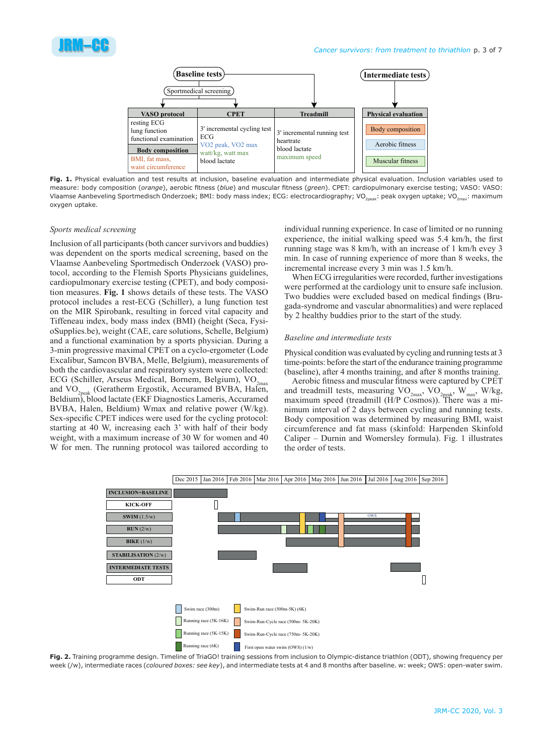Fig. 1. Physical evaluation and test results at inclusion, baseline evaluation and intermediate physical evaluation. Inclusion variables used to measure: body composition (*orange*), aerobic fitness (*blue*) and muscular fitness (*green*). CPET: cardiopulmonary exercise testing; VASO: VASO: Vlaamse Aanbeveling Sportmedisch Onderzoek; BMI: body mass index; ECG: electrocardiography; $VO_{2peak}$: peak oxygen uptake; $VO_{2max}$: maximum oxygen uptake.

### *Sports medical screening*

Inclusion of all participants (both cancer survivors and buddies) was dependent on the sports medical screening, based on the Vlaamse Aanbeveling Sportmedisch Onderzoek (VASO) protocol, according to the Flemish Sports Physicians guidelines, cardiopulmonary exercise testing (CPET), and body composition measures. **Fig. 1** shows details of these tests. The VASO protocol includes a rest-ECG (Schiller), a lung function test on the MIR Spirobank, resulting in forced vital capacity and Tiffeneau index, body mass index (BMI) (height (Seca, FysioSupplies.be), weight (CAE, care solutions, Schelle, Belgium) and a functional examination by a sports physician. During a 3-min progressive maximal CPET on a cyclo-ergometer (Lode Excalibur, Samcon BVBA, Melle, Belgium), measurements of both the cardiovascular and respiratory system were collected: ECG (Schiller, Arseus Medical, Bornem, Belgium), $VO_{2max}$ and $VO_{2peak}$ (Geratherm Ergostik, Accuramed BVBA, Halen, Beldium), blood lactate (EKF Diagnostics Lameris, Accuramed BVBA, Halen, Beldium) Wmax and relative power (W/kg). Sex-specific CPET indices were used for the cycling protocol: starting at 40 W, increasing each 3' with half of their body weight, with a maximum increase of 30 W for women and 40 W for men. The running protocol was tailored according to individual running experience. In case of limited or no running experience, the initial walking speed was 5.4 km/h, the first running stage was 8 km/h, with an increase of 1 km/h evey 3 min. In case of running experience of more than 8 weeks, the incremental increase every 3 min was 1.5 km/h.

When ECG irregularities were recorded, further investigations were performed at the cardiology unit to ensure safe inclusion. Two buddies were excluded based on medical findings (Brugada-syndrome and vascular abnormalities) and were replaced by 2 healthy buddies prior to the start of the study.

### *Baseline and intermediate tests*

Physical condition was evaluated by cycling and running tests at 3 time-points: before the start of the endurance training programme (baseline), after 4 months training, and after 8 months training.

Aerobic fitness and muscular fitness were captured by CPET and treadmill tests, measuring $VO_{2max}$, $VO_{2peak}$, $W_{max}$, W/kg, maximum speed (treadmill (H/P Cosmos)). There was a minimum interval of 2 days between cycling and running tests. Body composition was determined by measuring BMI, waist circumference and fat mass (skinfold: Harpenden Skinfold Caliper – Durnin and Womersley formula). Fig. 1 illustrates the order of tests.

Fig. 2. Training programme design. Timeline of TriaGO! training sessions from inclusion to Olympic-distance triathlon (ODT), showing frequency per week (/w), intermediate races (*coloured boxes: see key*), and intermediate tests at 4 and 8 months after baseline. w: week; OWS: open-water swim.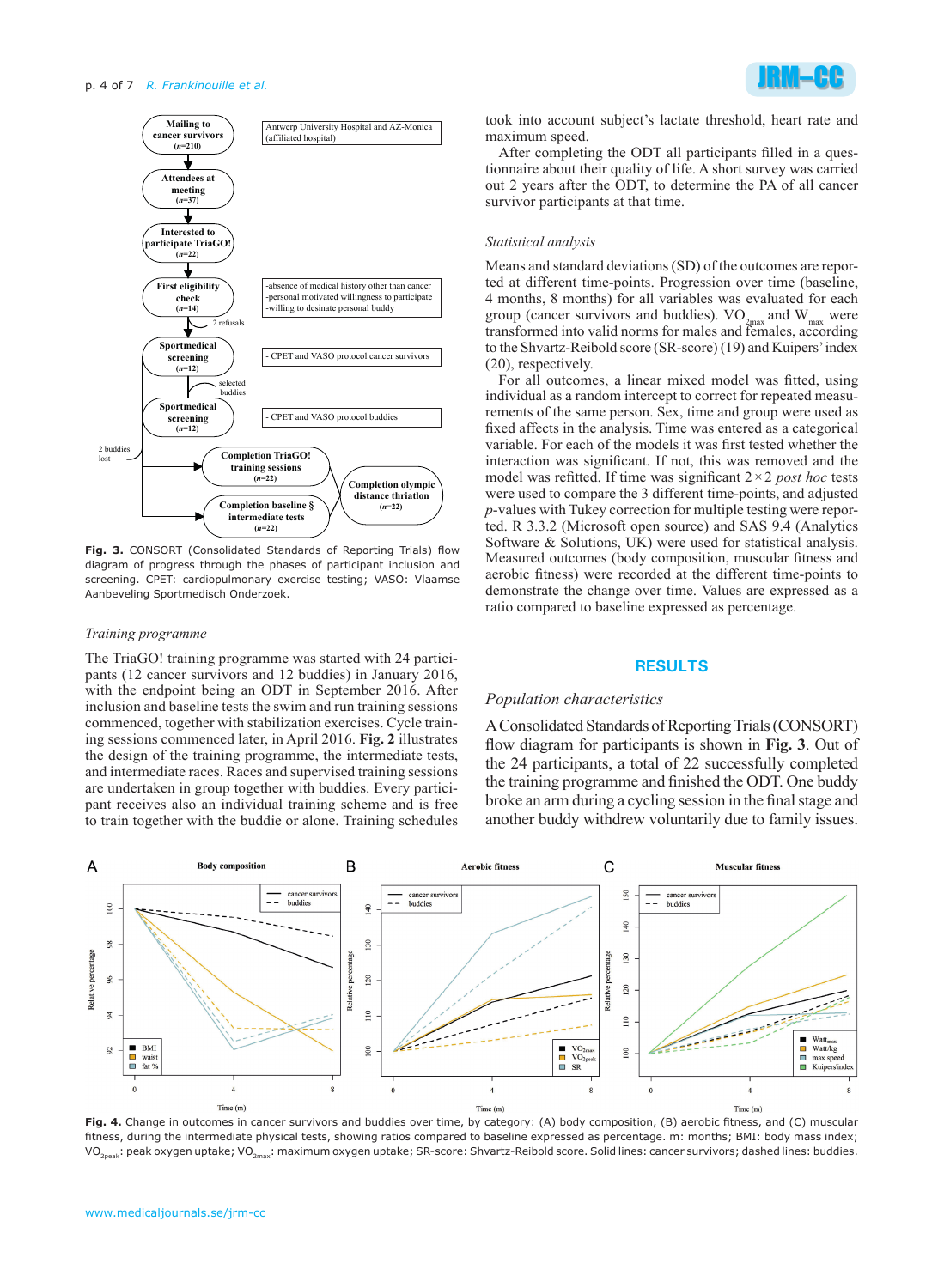Fig. 3. CONSORT (Consolidated Standards of Reporting Trials) flow diagram of progress through the phases of participant inclusion and screening. CPET: cardiopulmonary exercise testing; VASO: Vlaamse Aanbeveling Sportmedisch Onderzoek.

### Training programme

The TriaGO! training programme was started with 24 participants (12 cancer survivors and 12 buddies) in January 2016, with the endpoint being an ODT in September 2016. After inclusion and baseline tests the swim and run training sessions commenced, together with stabilization exercises. Cycle training sessions commenced later, in April 2016. **Fig. 2** illustrates the design of the training programme, the intermediate tests, and intermediate races. Races and supervised training sessions are undertaken in group together with buddies. Every participant receives also an individual training scheme and is free to train together with the buddie or alone. Training schedules took into account subject's lactate threshold, heart rate and maximum speed.

After completing the ODT all participants filled in a questionnaire about their quality of life. A short survey was carried out 2 years after the ODT, to determine the PA of all cancer survivor participants at that time.

### Statistical analysis

Means and standard deviations (SD) of the outcomes are reported at different time-points. Progression over time (baseline, 4 months, 8 months) for all variables was evaluated for each group (cancer survivors and buddies). $VO_{2max}$ and $W_{max}$ were transformed into valid norms for males and females, according to the Shvartz-Reibold score (SR-score) (19) and Kuipers' index (20), respectively.

For all outcomes, a linear mixed model was fitted, using individual as a random intercept to correct for repeated measurements of the same person. Sex, time and group were used as fixed affects in the analysis. Time was entered as a categorical variable. For each of the models it was first tested whether the interaction was significant. If not, this was removed and the model was refitted. If time was significant $2 \times 2$ *post hoc* tests were used to compare the 3 different time-points, and adjusted *p*-values with Tukey correction for multiple testing were reported. R 3.3.2 (Microsoft open source) and SAS 9.4 (Analytics Software & Solutions, UK) were used for statistical analysis. Measured outcomes (body composition, muscular fitness and aerobic fitness) were recorded at the different time-points to demonstrate the change over time. Values are expressed as a ratio compared to baseline expressed as percentage.

## RESULTS

### Population characteristics

A Consolidated Standards of Reporting Trials (CONSORT) flow diagram for participants is shown in **Fig. 3**. Out of the 24 participants, a total of 22 successfully completed the training programme and finished the ODT. One buddy broke an arm during a cycling session in the final stage and another buddy withdrew voluntarily due to family issues.

Fig. 4. Change in outcomes in cancer survivors and buddies over time, by category: (A) body composition, (B) aerobic fitness, and (C) muscular fitness, during the intermediate physical tests, showing ratios compared to baseline expressed as percentage. m: months; BMI: body mass index; $VO_{2peak}$: peak oxygen uptake; $VO_{2max}$: maximum oxygen uptake; SR-score: Shvartz-Reibold score. Solid lines: cancer survivors; dashed lines: buddies.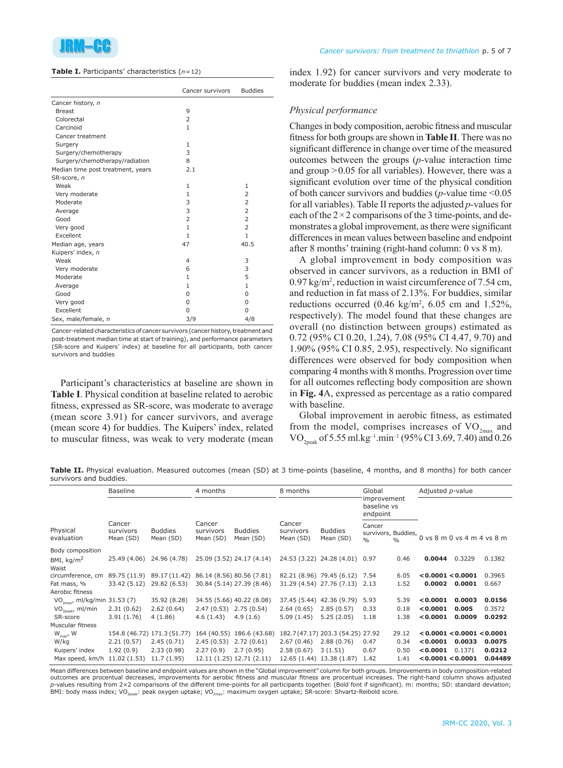**Table I.** Participants' characteristics ($n = 12$)

| | Cancer survivors | Buddies |
|---|---|---|
| Cancer history, *n* | | |
| Breast | 9 | |
| Colorectal | 2 | |
| Carcinoid | 1 | |
| Cancer treatment | | |
| Surgery | 1 | |
| Surgery/chemotherapy | 3 | |
| Surgery/chemotherapy/radiation | 8 | |
| Median time post treatment, years | 2.1 | |
| SR-score, *n* | | |
| Weak | 1 | 1 |
| Very moderate | 1 | 2 |
| Moderate | 3 | 2 |
| Average | 3 | 2 |
| Good | 2 | 2 |
| Very good | 1 | 2 |
| Excellent | 1 | 1 |
| Median age, years | 47 | 40.5 |
| Kuipers' index, *n* | | |
| Weak | 4 | 3 |
| Very moderate | 6 | 3 |
| Moderate | 1 | 5 |
| Average | 1 | 1 |
| Good | 0 | 0 |
| Very good | 0 | 0 |
| Excellent | 0 | 0 |
| Sex, male/female, *n* | 3/9 | 4/8 |

Cancer-related characteristics of cancer survivors (cancer history, treatment and post-treatment median time at start of training), and performance parameters (SR-score and Kuipers' index) at baseline for all participants, both cancer survivors and buddies

Participant's characteristics at baseline are shown in **Table I**. Physical condition at baseline related to aerobic fitness, expressed as SR-score, was moderate to average (mean score 3.91) for cancer survivors, and average (mean score 4) for buddies. The Kuipers' index, related to muscular fitness, was weak to very moderate (mean index 1.92) for cancer survivors and very moderate to moderate for buddies (mean index 2.33).

*Physical performance*

Changes in body composition, aerobic fitness and muscular fitness for both groups are shown in **Table II**. There was no significant difference in change over time of the measured outcomes between the groups (*p*-value interaction time and group $> 0.05$ for all variables). However, there was a significant evolution over time of the physical condition of both cancer survivors and buddies (*p*-value time $< 0.05$ for all variables). Table II reports the adjusted *p*-values for each of the $2 \times 2$ comparisons of the 3 time-points, and demonstrates a global improvement, as there were significant differences in mean values between baseline and endpoint after 8 months' training (right-hand column: 0 vs 8 m).

A global improvement in body composition was observed in cancer survivors, as a reduction in BMI of 0.97 kg/m$^2$, reduction in waist circumference of 7.54 cm, and reduction in fat mass of 2.13%. For buddies, similar reductions occurred (0.46 kg/m$^2$, 6.05 cm and 1.52%, respectively). The model found that these changes are overall (no distinction between groups) estimated as 0.72 (95% CI 0.20, 1.24), 7.08 (95% CI 4.47, 9.70) and 1.90% (95% CI 0.85, 2.95), respectively. No significant differences were observed for body composition when comparing 4 months with 8 months. Progression over time for all outcomes reflecting body composition are shown in **Fig. 4**A, expressed as percentage as a ratio compared with baseline.

Global improvement in aerobic fitness, as estimated from the model, comprises increases of $VO_{2max}$ and $VO_{2peak}$ of 5.55 ml.kg$^{-1}$.min$^{-1}$ (95% CI 3.69, 7.40) and 0.26

**Table II.** Physical evaluation. Measured outcomes (mean (SD) at 3 time-points (baseline, 4 months, and 8 months) for both cancer survivors and buddies.

| Physical evaluation | Baseline | | 4 months | | 8 months | | Global improvement baseline vs endpoint | | Adjusted *p*-value | | |
|---|---|---|---|---|---|---|---|---|---|---|---|
| | Cancer survivors Mean (SD) | Buddies Mean (SD) | Cancer survivors Mean (SD) | Buddies Mean (SD) | Cancer survivors Mean (SD) | Buddies Mean (SD) | Cancer survivors, % | Buddies, % | 0 vs 8 m | 0 vs 4 m | 4 vs 8 m |
| Body composition | | | | | | | | | | | |
| BMI, kg/m$^2$ | 25.49 (4.06) | 24.96 (4.78) | 25.09 (3.52) | 24.17 (4.14) | 24.53 (3.22) | 24.28 (4.01) | 0.97 | 0.46 | **0.0044** | 0.3229 | 0.1382 |
| Waist circumference, cm | 89.75 (11.9) | 89.17 (11.42) | 86.14 (8.56) | 80.56 (7.81) | 82.21 (8.96) | 79.45 (6.12) | 7.54 | 6.05 | **<0.0001** | **<0.0001** | 0.3965 |
| Fat mass, % | 33.42 (5.12) | 29.82 (6.53) | 30.84 (5.14) | 27.39 (8.46) | 31.29 (4.54) | 27.76 (7.13) | 2.13 | 1.52 | **0.0002** | **0.0001** | 0.667 |
| Aerobic fitness | | | | | | | | | | | |
| $VO_{2max}$, ml/kg/min | 31.53 (7) | 35.92 (8.28) | 34.55 (5.66) | 40.22 (8.08) | 37.45 (5.44) | 42.36 (9.79) | 5.93 | 5.39 | **<0.0001** | **0.0003** | **0.0156** |
| $VO_{2peak}$, ml/min | 2.31 (0.62) | 2.62 (0.64) | 2.47 (0.53) | 2.75 (0.54) | 2.64 (0.65) | 2.85 (0.57) | 0.33 | 0.18 | **<0.0001** | **0.005** | 0.3572 |
| SR-score | 3.91 (1.76) | 4 (1.86) | 4.6 (1.43) | 4.9 (1.6) | 5.09 (1.45) | 5.25 (2.05) | 1.18 | 1.38 | **<0.0001** | **0.0009** | **0.0292** |
| Muscular fitness | | | | | | | | | | | |
| $W_{max}$, W | 154.8 (46.72) | 171.3 (51.77) | 164 (40.55) | 186.6 (43.68) | 182.7 (47.17) | 203.3 (54.25) | 27.92 | 29.12 | **<0.0001** | **<0.0001** | **<0.0001** |
| W/kg | 2.21 (0.57) | 2.45 (0.71) | 2.45 (0.53) | 2.72 (0.61) | 2.67 (0.46) | 2.88 (0.76) | 0.47 | 0.34 | **<0.0001** | **0.0033** | **0.0075** |
| Kuipers' index | 1.92 (0.9) | 2.33 (0.98) | 2.27 (0.9) | 2.7 (0.95) | 2.58 (0.67) | 3 (1.51) | 0.67 | 0.50 | **<0.0001** | 0.1371 | **0.0212** |
| Max speed, km/h | 11.02 (1.53) | 11.7 (1.95) | 12.11 (1.25) | 12.71 (2.11) | 12.65 (1.44) | 13.38 (1.87) | 1.42 | 1.41 | **<0.0001** | **<0.0001** | **0.04489** |

Mean differences between baseline and endpoint values are shown in the "Global improvement" column for both groups. Improvements in body composition-related outcomes are procentual decreases, improvements for aerobic fitness and muscular fitness are procentual increases. The right-hand column shows adjusted *p*-values resulting from 2×2 comparisons of the different time-points for all participants together. (Bold font if significant). m: months; SD: standard deviation; BMI: body mass index; $VO_{2peak}$: peak oxygen uptake; $VO_{2max}$: maximum oxygen uptake; SR-score: Shvartz-Reibold score.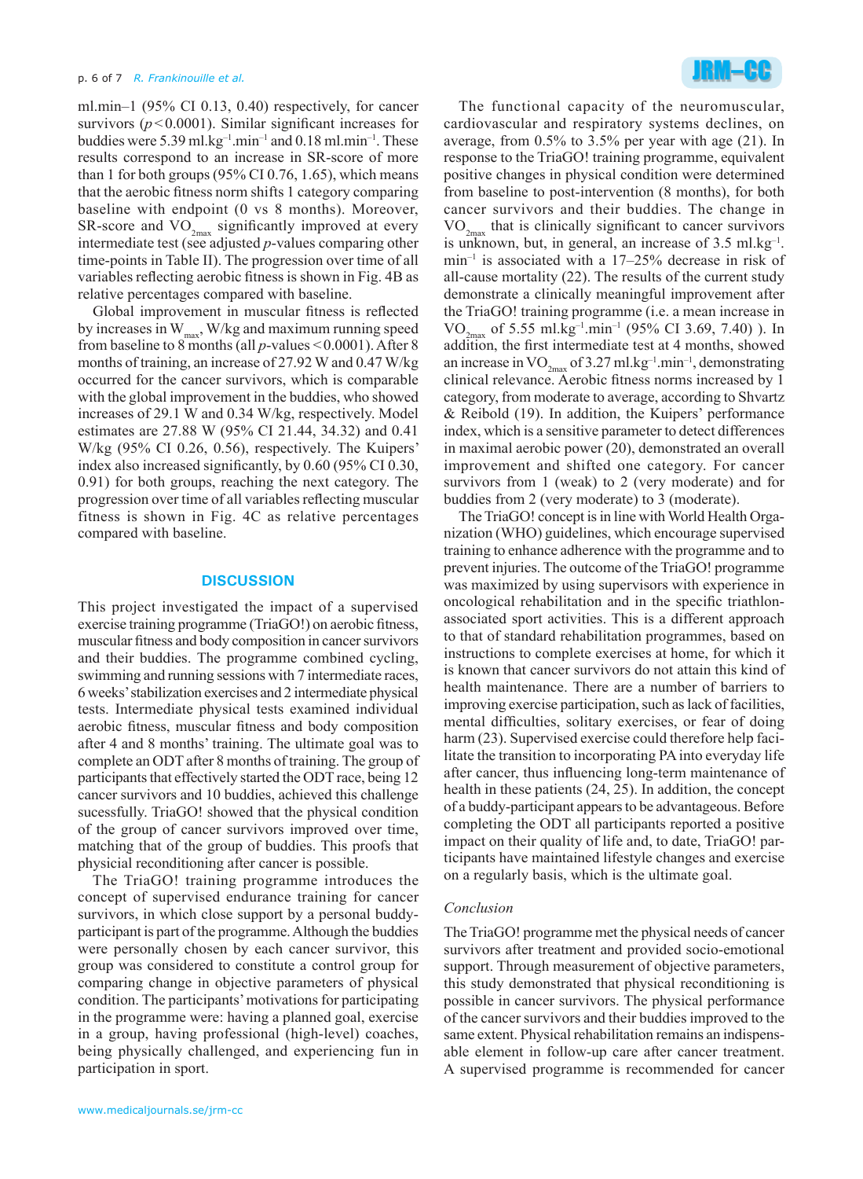ml.min–1 (95% CI 0.13, 0.40) respectively, for cancer survivors ($p < 0.0001$). Similar significant increases for buddies were 5.39 ml.kg$^{-1}$.min$^{-1}$ and 0.18 ml.min$^{-1}$. These results correspond to an increase in SR-score of more than 1 for both groups (95% CI 0.76, 1.65), which means that the aerobic fitness norm shifts 1 category comparing baseline with endpoint (0 vs 8 months). Moreover, SR-score and $VO_{2max}$ significantly improved at every intermediate test (see adjusted *p*-values comparing other time-points in Table II). The progression over time of all variables reflecting aerobic fitness is shown in Fig. 4B as relative percentages compared with baseline.

Global improvement in muscular fitness is reflected by increases in $W_{max}$, W/kg and maximum running speed from baseline to 8 months (all *p*-values < 0.0001). After 8 months of training, an increase of 27.92 W and 0.47 W/kg occurred for the cancer survivors, which is comparable with the global improvement in the buddies, who showed increases of 29.1 W and 0.34 W/kg, respectively. Model estimates are 27.88 W (95% CI 21.44, 34.32) and 0.41 W/kg (95% CI 0.26, 0.56), respectively. The Kuipers' index also increased significantly, by 0.60 (95% CI 0.30, 0.91) for both groups, reaching the next category. The progression over time of all variables reflecting muscular fitness is shown in Fig. 4C as relative percentages compared with baseline.

## DISCUSSION

This project investigated the impact of a supervised exercise training programme (TriaGO!) on aerobic fitness, muscular fitness and body composition in cancer survivors and their buddies. The programme combined cycling, swimming and running sessions with 7 intermediate races, 6 weeks' stabilization exercises and 2 intermediate physical tests. Intermediate physical tests examined individual aerobic fitness, muscular fitness and body composition after 4 and 8 months' training. The ultimate goal was to complete an ODT after 8 months of training. The group of participants that effectively started the ODT race, being 12 cancer survivors and 10 buddies, achieved this challenge sucessfully. TriaGO! showed that the physical condition of the group of cancer survivors improved over time, matching that of the group of buddies. This proofs that physical reconditioning after cancer is possible.

The TriaGO! training programme introduces the concept of supervised endurance training for cancer survivors, in which close support by a personal buddy-participant is part of the programme. Although the buddies were personally chosen by each cancer survivor, this group was considered to constitute a control group for comparing change in objective parameters of physical condition. The participants' motivations for participating in the programme were: having a planned goal, exercise in a group, having professional (high-level) coaches, being physically challenged, and experiencing fun in participation in sport.

The functional capacity of the neuromuscular, cardiovascular and respiratory systems declines, on average, from 0.5% to 3.5% per year with age (21). In response to the TriaGO! training programme, equivalent positive changes in physical condition were determined from baseline to post-intervention (8 months), for both cancer survivors and their buddies. The change in $VO_{2max}$ that is clinically significant to cancer survivors is unknown, but, in general, an increase of 3.5 ml.kg$^{-1}$.min$^{-1}$ is associated with a 17–25% decrease in risk of all-cause mortality (22). The results of the current study demonstrate a clinically meaningful improvement after the TriaGO! training programme (i.e. a mean increase in $VO_{2max}$ of 5.55 ml.kg$^{-1}$.min$^{-1}$ (95% CI 3.69, 7.40) ). In addition, the first intermediate test at 4 months, showed an increase in $VO_{2max}$ of 3.27 ml.kg$^{-1}$.min$^{-1}$, demonstrating clinical relevance. Aerobic fitness norms increased by 1 category, from moderate to average, according to Shvartz & Reibold (19). In addition, the Kuipers' performance index, which is a sensitive parameter to detect differences in maximal aerobic power (20), demonstrated an overall improvement and shifted one category. For cancer survivors from 1 (weak) to 2 (very moderate) and for buddies from 2 (very moderate) to 3 (moderate).

The TriaGO! concept is in line with World Health Organization (WHO) guidelines, which encourage supervised training to enhance adherence with the programme and to prevent injuries. The outcome of the TriaGO! programme was maximized by using supervisors with experience in oncological rehabilitation and in the specific triathlon-associated sport activities. This is a different approach to that of standard rehabilitation programmes, based on instructions to complete exercises at home, for which it is known that cancer survivors do not attain this kind of health maintenance. There are a number of barriers to improving exercise participation, such as lack of facilities, mental difficulties, solitary exercises, or fear of doing harm (23). Supervised exercise could therefore help facilitate the transition to incorporating PA into everyday life after cancer, thus influencing long-term maintenance of health in these patients (24, 25). In addition, the concept of a buddy-participant appears to be advantageous. Before completing the ODT all participants reported a positive impact on their quality of life and, to date, TriaGO! participants have maintained lifestyle changes and exercise on a regularly basis, which is the ultimate goal.

### *Conclusion*

The TriaGO! programme met the physical needs of cancer survivors after treatment and provided socio-emotional support. Through measurement of objective parameters, this study demonstrated that physical reconditioning is possible in cancer survivors. The physical performance of the cancer survivors and their buddies improved to the same extent. Physical rehabilitation remains an indispensable element in follow-up care after cancer treatment. A supervised programme is recommended for cancer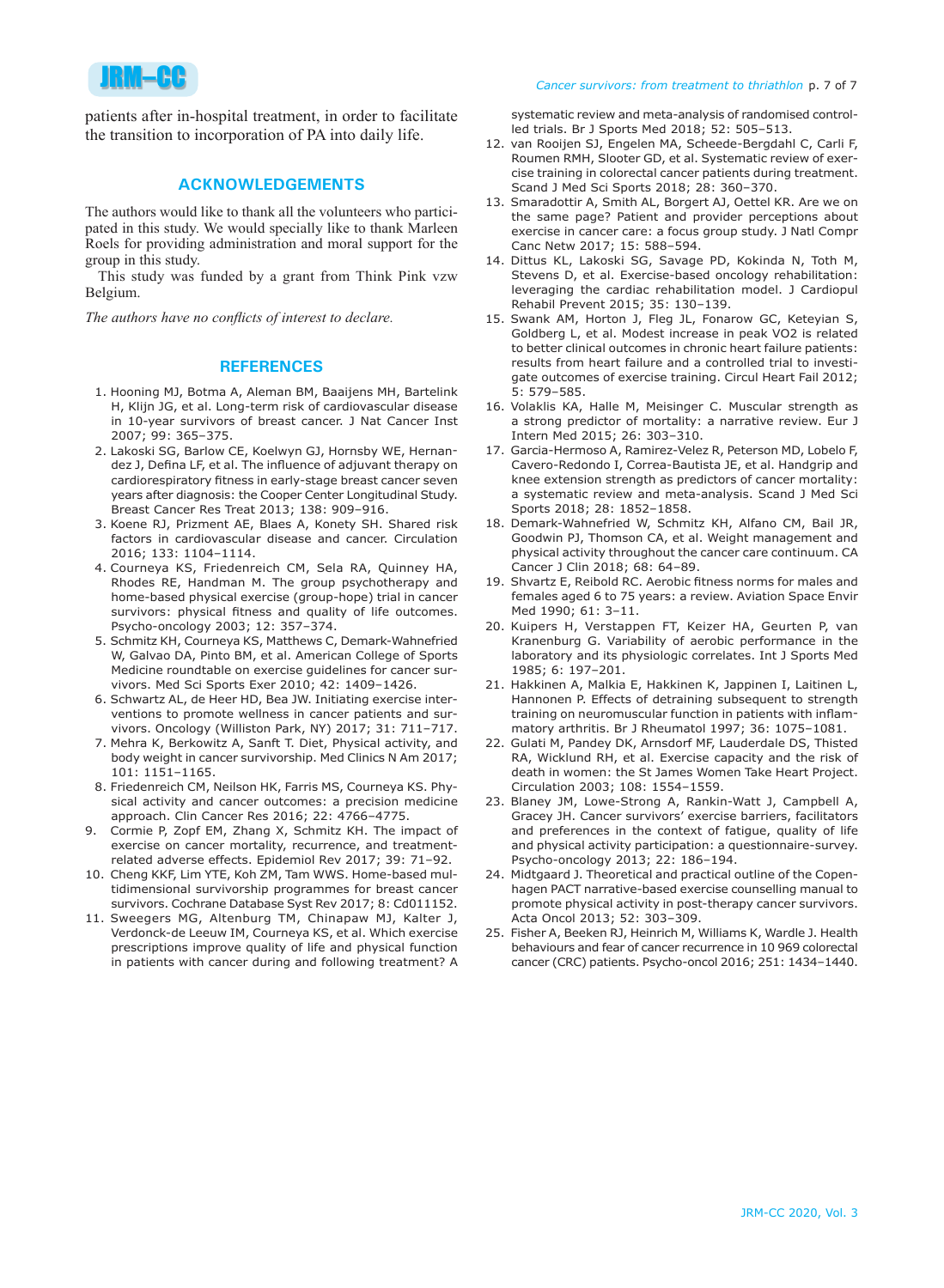patients after in-hospital treatment, in order to facilitate the transition to incorporation of PA into daily life.

## ACKNOWLEDGEMENTS

The authors would like to thank all the volunteers who participated in this study. We would specially like to thank Marleen Roels for providing administration and moral support for the group in this study.

This study was funded by a grant from Think Pink vzw Belgium.

*The authors have no conflicts of interest to declare.*

## REFERENCES

1. Hooning MJ, Botma A, Aleman BM, Baaijens MH, Bartelink H, Klijn JG, et al. Long-term risk of cardiovascular disease in 10-year survivors of breast cancer. J Nat Cancer Inst 2007; 99: 365–375.
2. Lakoski SG, Barlow CE, Koelwyn GJ, Hornsby WE, Hernandez J, Defina LF, et al. The influence of adjuvant therapy on cardiorespiratory fitness in early-stage breast cancer seven years after diagnosis: the Cooper Center Longitudinal Study. Breast Cancer Res Treat 2013; 138: 909–916.
3. Koene RJ, Prizment AE, Blaes A, Konety SH. Shared risk factors in cardiovascular disease and cancer. Circulation 2016; 133: 1104–1114.
4. Courneya KS, Friedenreich CM, Sela RA, Quinney HA, Rhodes RE, Handman M. The group psychotherapy and home-based physical exercise (group-hope) trial in cancer survivors: physical fitness and quality of life outcomes. Psycho-oncology 2003; 12: 357–374.
5. Schmitz KH, Courneya KS, Matthews C, Demark-Wahnefried W, Galvao DA, Pinto BM, et al. American College of Sports Medicine roundtable on exercise guidelines for cancer survivors. Med Sci Sports Exer 2010; 42: 1409–1426.
6. Schwartz AL, de Heer HD, Bea JW. Initiating exercise interventions to promote wellness in cancer patients and survivors. Oncology (Williston Park, NY) 2017; 31: 711–717.
7. Mehra K, Berkowitz A, Sanft T. Diet, Physical activity, and body weight in cancer survivorship. Med Clinics N Am 2017; 101: 1151–1165.
8. Friedenreich CM, Neilson HK, Farris MS, Courneya KS. Physical activity and cancer outcomes: a precision medicine approach. Clin Cancer Res 2016; 22: 4766–4775.
9. Cormie P, Zopf EM, Zhang X, Schmitz KH. The impact of exercise on cancer mortality, recurrence, and treatment-related adverse effects. Epidemiol Rev 2017; 39: 71–92.
10. Cheng KKF, Lim YTE, Koh ZM, Tam WWS. Home-based multidimensional survivorship programmes for breast cancer survivors. Cochrane Database Syst Rev 2017; 8: Cd011152.
11. Sweegers MG, Altenburg TM, Chinapaw MJ, Kalter J, Verdonck-de Leeuw IM, Courneya KS, et al. Which exercise prescriptions improve quality of life and physical function in patients with cancer during and following treatment? A systematic review and meta-analysis of randomised controlled trials. Br J Sports Med 2018; 52: 505–513.
12. van Rooijen SJ, Engelen MA, Scheede-Bergdahl C, Carli F, Roumen RMH, Slooter GD, et al. Systematic review of exercise training in colorectal cancer patients during treatment. Scand J Med Sci Sports 2018; 28: 360–370.
13. Smaradottir A, Smith AL, Borgert AJ, Oettel KR. Are we on the same page? Patient and provider perceptions about exercise in cancer care: a focus group study. J Natl Compr Canc Netw 2017; 15: 588–594.
14. Dittus KL, Lakoski SG, Savage PD, Kokinda N, Toth M, Stevens D, et al. Exercise-based oncology rehabilitation: leveraging the cardiac rehabilitation model. J Cardiopul Rehabil Prevent 2015; 35: 130–139.
15. Swank AM, Horton J, Fleg JL, Fonarow GC, Keteyian S, Goldberg L, et al. Modest increase in peak VO2 is related to better clinical outcomes in chronic heart failure patients: results from heart failure and a controlled trial to investigate outcomes of exercise training. Circul Heart Fail 2012; 5: 579–585.
16. Volaklis KA, Halle M, Meisinger C. Muscular strength as a strong predictor of mortality: a narrative review. Eur J Intern Med 2015; 26: 303–310.
17. Garcia-Hermoso A, Ramirez-Velez R, Peterson MD, Lobelo F, Cavero-Redondo I, Correa-Bautista JE, et al. Handgrip and knee extension strength as predictors of cancer mortality: a systematic review and meta-analysis. Scand J Med Sci Sports 2018; 28: 1852–1858.
18. Demark-Wahnefried W, Schmitz KH, Alfano CM, Bail JR, Goodwin PJ, Thomson CA, et al. Weight management and physical activity throughout the cancer care continuum. CA Cancer J Clin 2018; 68: 64–89.
19. Shvartz E, Reibold RC. Aerobic fitness norms for males and females aged 6 to 75 years: a review. Aviation Space Envir Med 1990; 61: 3–11.
20. Kuipers H, Verstappen FT, Keizer HA, Geurten P, van Kranenburg G. Variability of aerobic performance in the laboratory and its physiologic correlates. Int J Sports Med 1985; 6: 197–201.
21. Hakkinen A, Malkia E, Hakkinen K, Jappinen I, Laitinen L, Hannonen P. Effects of detraining subsequent to strength training on neuromuscular function in patients with inflammatory arthritis. Br J Rheumatol 1997; 36: 1075–1081.
22. Gulati M, Pandey DK, Arnsdorf MF, Lauderdale DS, Thisted RA, Wicklund RH, et al. Exercise capacity and the risk of death in women: the St James Women Take Heart Project. Circulation 2003; 108: 1554–1559.
23. Blaney JM, Lowe-Strong A, Rankin-Watt J, Campbell A, Gracey JH. Cancer survivors' exercise barriers, facilitators and preferences in the context of fatigue, quality of life and physical activity participation: a questionnaire-survey. Psycho-oncology 2013; 22: 186–194.
24. Midtgaard J. Theoretical and practical outline of the Copenhagen PACT narrative-based exercise counselling manual to promote physical activity in post-therapy cancer survivors. Acta Oncol 2013; 52: 303–309.
25. Fisher A, Beeken RJ, Heinrich M, Williams K, Wardle J. Health behaviours and fear of cancer recurrence in 10 969 colorectal cancer (CRC) patients. Psycho-oncol 2016; 251: 1434–1440.